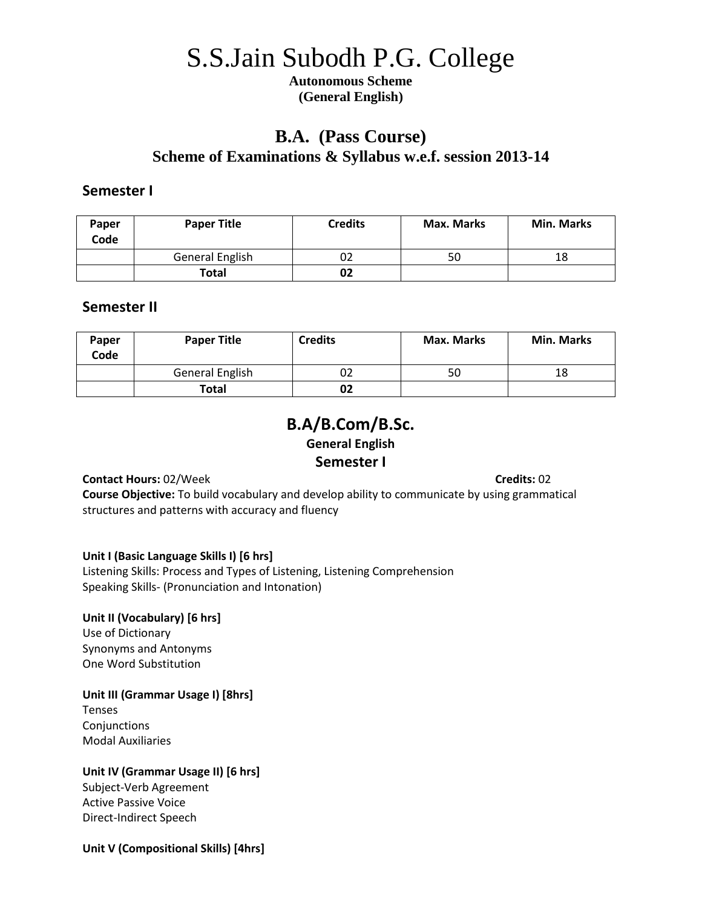# S.S.Jain Subodh P.G. College

**Autonomous Scheme**
**(General English)**

## B.A. (Pass Course)

### Scheme of Examinations & Syllabus w.e.f. session 2013-14

### Semester I

| Paper Code | Paper Title | Credits | Max. Marks | Min. Marks |
|---|---|---|---|---|
| | General English | 02 | 50 | 18 |
| | **Total** | **02** | | |

### Semester II

| Paper Code | Paper Title | Credits | Max. Marks | Min. Marks |
|---|---|---|---|---|
| | General English | 02 | 50 | 18 |
| | **Total** | **02** | | |

## B.A/B.Com/B.Sc.

**General English**

### Semester I

**Contact Hours:** 02/Week **Credits:** 02

**Course Objective:** To build vocabulary and develop ability to communicate by using grammatical structures and patterns with accuracy and fluency

**Unit I (Basic Language Skills I) [6 hrs]**

Listening Skills: Process and Types of Listening, Listening Comprehension
Speaking Skills- (Pronunciation and Intonation)

**Unit II (Vocabulary) [6 hrs]**

Use of Dictionary
Synonyms and Antonyms
One Word Substitution

**Unit III (Grammar Usage I) [8hrs]**

Tenses
Conjunctions
Modal Auxiliaries

**Unit IV (Grammar Usage II) [6 hrs]**

Subject-Verb Agreement
Active Passive Voice
Direct-Indirect Speech

**Unit V (Compositional Skills) [4hrs]**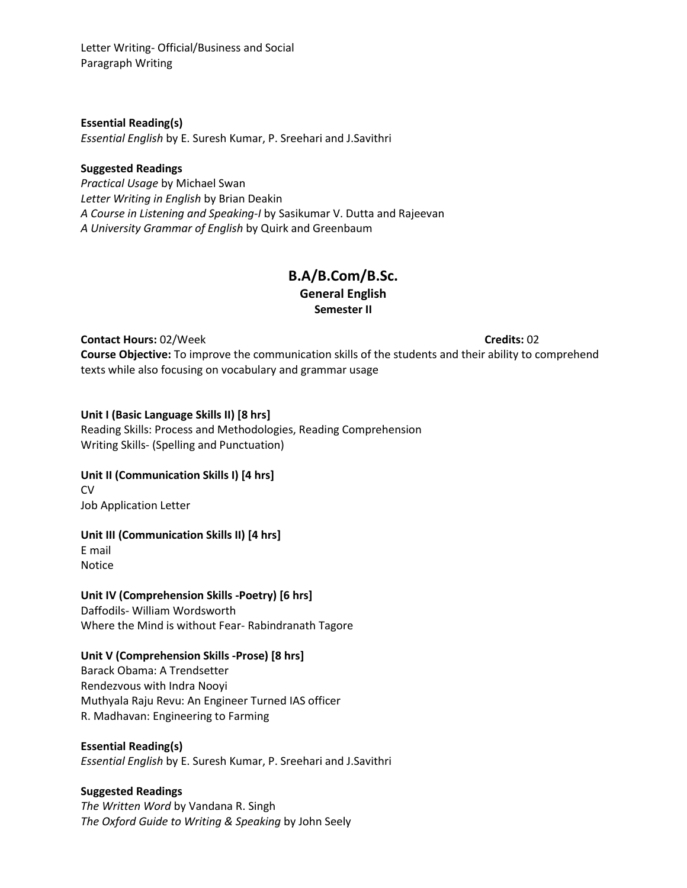Letter Writing- Official/Business and Social
Paragraph Writing

**Essential Reading(s)**
*Essential English* by E. Suresh Kumar, P. Sreehari and J.Savithri

**Suggested Readings**
*Practical Usage* by Michael Swan
*Letter Writing in English* by Brian Deakin
*A Course in Listening and Speaking-I* by Sasikumar V. Dutta and Rajeevan
*A University Grammar of English* by Quirk and Greenbaum

## B.A/B.Com/B.Sc.
### General English
#### Semester II

**Contact Hours:** 02/Week **Credits:** 02
**Course Objective:** To improve the communication skills of the students and their ability to comprehend texts while also focusing on vocabulary and grammar usage

**Unit I (Basic Language Skills II) [8 hrs]**
Reading Skills: Process and Methodologies, Reading Comprehension
Writing Skills- (Spelling and Punctuation)

**Unit II (Communication Skills I) [4 hrs]**
CV
Job Application Letter

**Unit III (Communication Skills II) [4 hrs]**
E mail
Notice

**Unit IV (Comprehension Skills -Poetry) [6 hrs]**
Daffodils- William Wordsworth
Where the Mind is without Fear- Rabindranath Tagore

**Unit V (Comprehension Skills -Prose) [8 hrs]**
Barack Obama: A Trendsetter
Rendezvous with Indra Nooyi
Muthyala Raju Revu: An Engineer Turned IAS officer
R. Madhavan: Engineering to Farming

**Essential Reading(s)**
*Essential English* by E. Suresh Kumar, P. Sreehari and J.Savithri

**Suggested Readings**
*The Written Word* by Vandana R. Singh
*The Oxford Guide to Writing & Speaking* by John Seely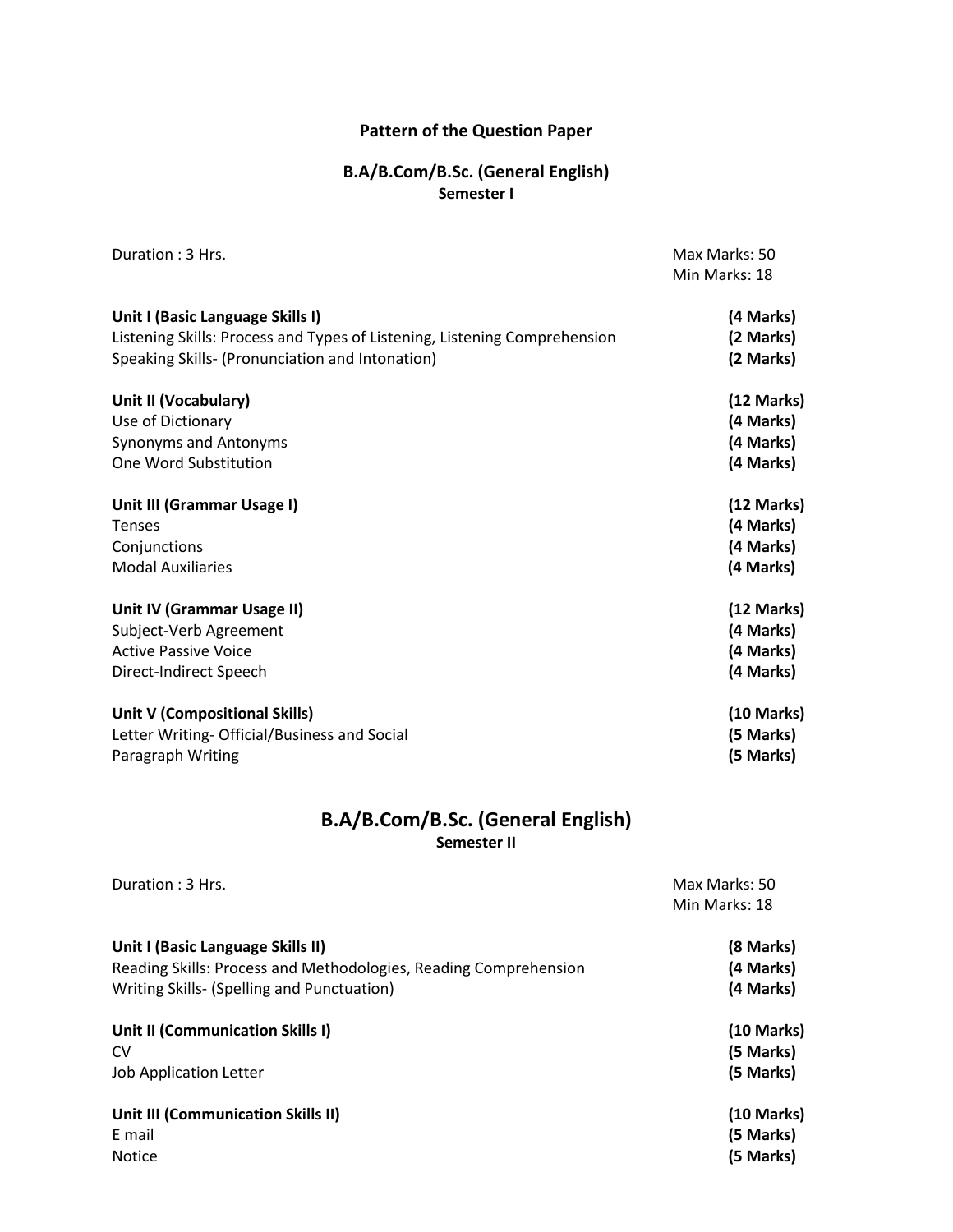## Pattern of the Question Paper

### B.A/B.Com/B.Sc. (General English)
**Semester I**

Duration : 3 Hrs.

Max Marks: 50
Min Marks: 18

| | |
|---|---|
| **Unit I (Basic Language Skills I)** | **(4 Marks)** |
| Listening Skills: Process and Types of Listening, Listening Comprehension | **(2 Marks)** |
| Speaking Skills- (Pronunciation and Intonation) | **(2 Marks)** |
| | |
| **Unit II (Vocabulary)** | **(12 Marks)** |
| Use of Dictionary | **(4 Marks)** |
| Synonyms and Antonyms | **(4 Marks)** |
| One Word Substitution | **(4 Marks)** |
| | |
| **Unit III (Grammar Usage I)** | **(12 Marks)** |
| Tenses | **(4 Marks)** |
| Conjunctions | **(4 Marks)** |
| Modal Auxiliaries | **(4 Marks)** |
| | |
| **Unit IV (Grammar Usage II)** | **(12 Marks)** |
| Subject-Verb Agreement | **(4 Marks)** |
| Active Passive Voice | **(4 Marks)** |
| Direct-Indirect Speech | **(4 Marks)** |
| | |
| **Unit V (Compositional Skills)** | **(10 Marks)** |
| Letter Writing- Official/Business and Social | **(5 Marks)** |
| Paragraph Writing | **(5 Marks)** |

## B.A/B.Com/B.Sc. (General English)
**Semester II**

Duration : 3 Hrs.

Max Marks: 50
Min Marks: 18

| | |
|---|---|
| **Unit I (Basic Language Skills II)** | **(8 Marks)** |
| Reading Skills: Process and Methodologies, Reading Comprehension | **(4 Marks)** |
| Writing Skills- (Spelling and Punctuation) | **(4 Marks)** |
| | |
| **Unit II (Communication Skills I)** | **(10 Marks)** |
| CV | **(5 Marks)** |
| Job Application Letter | **(5 Marks)** |
| | |
| **Unit III (Communication Skills II)** | **(10 Marks)** |
| E mail | **(5 Marks)** |
| Notice | **(5 Marks)** |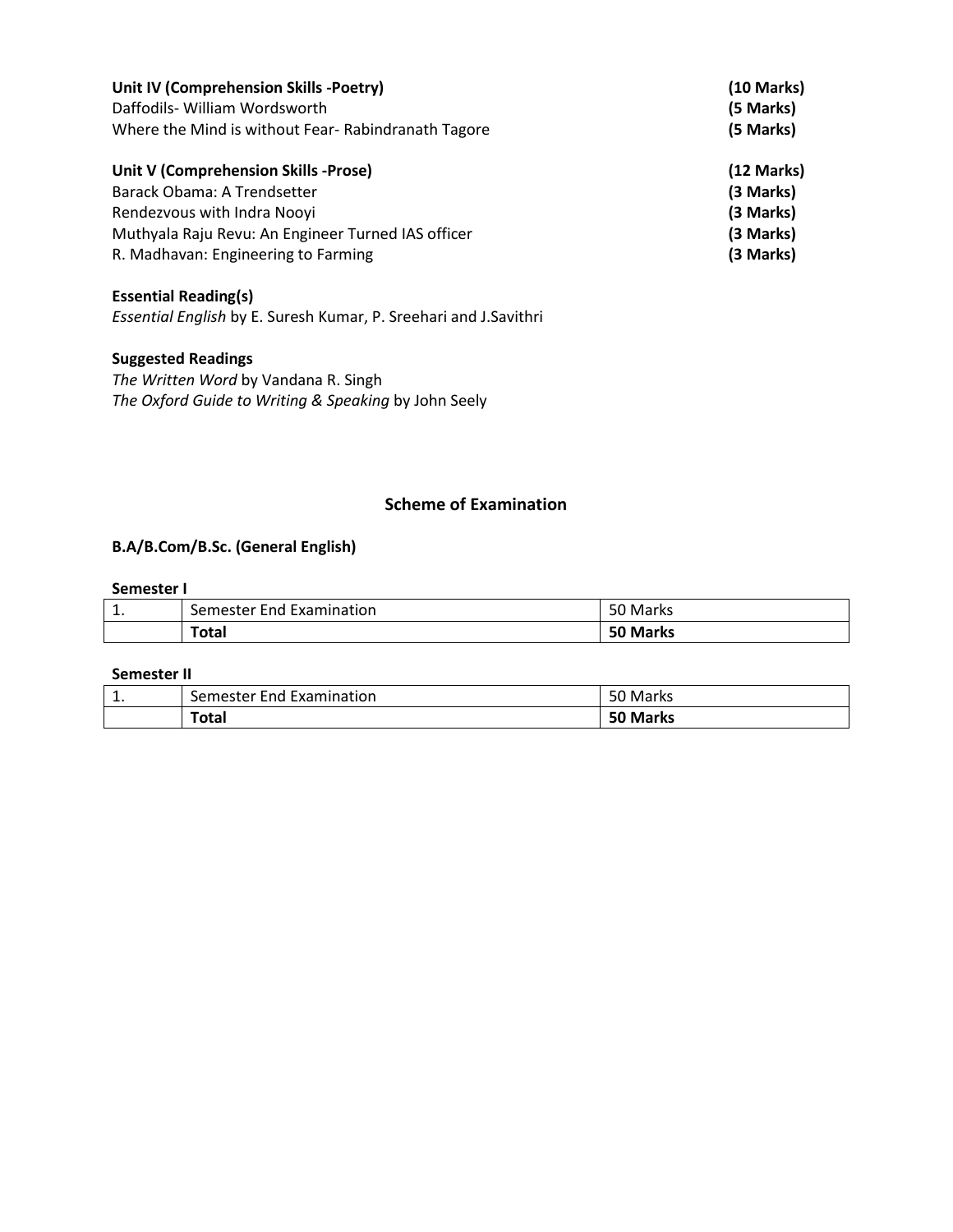**Unit IV (Comprehension Skills -Poetry)** **(10 Marks)**

Daffodils- William Wordsworth **(5 Marks)**

Where the Mind is without Fear- Rabindranath Tagore **(5 Marks)**

**Unit V (Comprehension Skills -Prose)** **(12 Marks)**

Barack Obama: A Trendsetter **(3 Marks)**

Rendezvous with Indra Nooyi **(3 Marks)**

Muthyala Raju Revu: An Engineer Turned IAS officer **(3 Marks)**

R. Madhavan: Engineering to Farming **(3 Marks)**

**Essential Reading(s)**

*Essential English* by E. Suresh Kumar, P. Sreehari and J.Savithri

**Suggested Readings**

*The Written Word* by Vandana R. Singh

*The Oxford Guide to Writing & Speaking* by John Seely

## Scheme of Examination

**B.A/B.Com/B.Sc. (General English)**

**Semester I**

| | | |
|---|---|---|
| 1. | Semester End Examination | 50 Marks |
| | **Total** | **50 Marks** |

**Semester II**

| | | |
|---|---|---|
| 1. | Semester End Examination | 50 Marks |
| | **Total** | **50 Marks** |